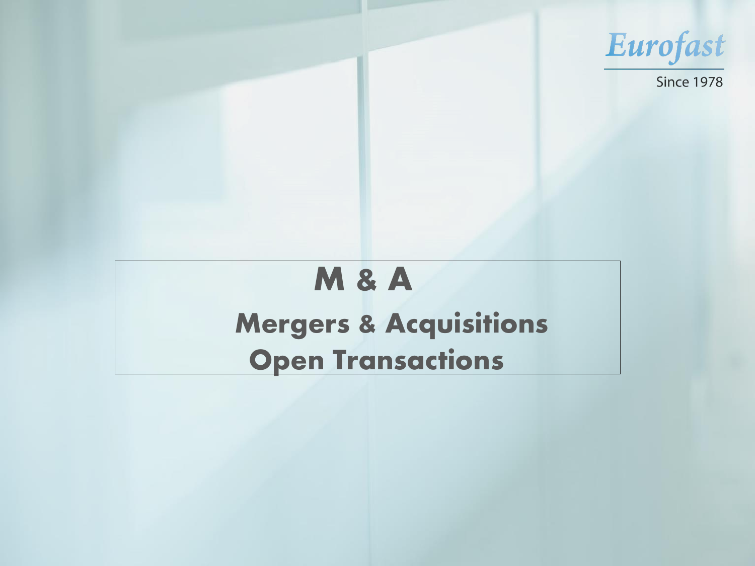Eurofast

Since 1978

# M & A

## Mergers & Acquisitions

## Open Transactions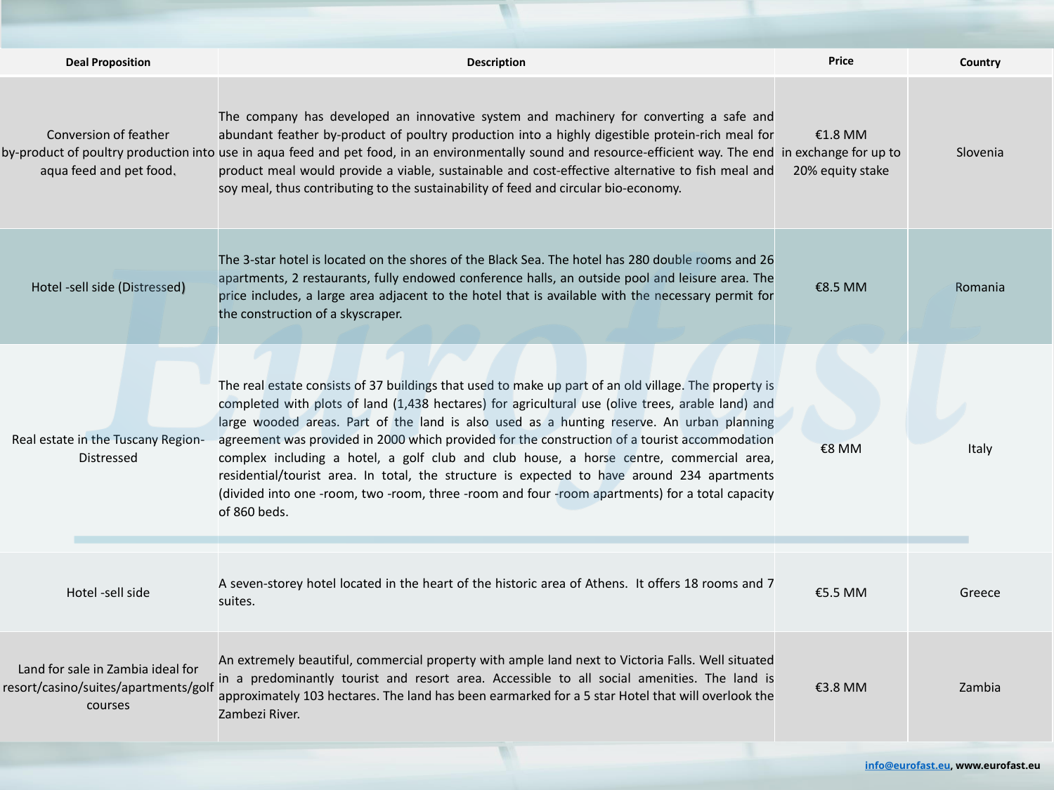| Deal Proposition | Description | Price | Country |
|---|---|---|---|
| Conversion of feather by-product of poultry production into aqua feed and pet food. | The company has developed an innovative system and machinery for converting a safe and abundant feather by-product of poultry production into a highly digestible protein-rich meal for use in aqua feed and pet food, in an environmentally sound and resource-efficient way. The end product meal would provide a viable, sustainable and cost-effective alternative to fish meal and soy meal, thus contributing to the sustainability of feed and circular bio-economy. | €1.8 MM in exchange for up to 20% equity stake | Slovenia |
| Hotel -sell side (Distressed) | The 3-star hotel is located on the shores of the Black Sea. The hotel has 280 double rooms and 26 apartments, 2 restaurants, fully endowed conference halls, an outside pool and leisure area. The price includes, a large area adjacent to the hotel that is available with the necessary permit for the construction of a skyscraper. | €8.5 MM | Romania |
| Real estate in the Tuscany Region-Distressed | The real estate consists of 37 buildings that used to make up part of an old village. The property is completed with plots of land (1,438 hectares) for agricultural use (olive trees, arable land) and large wooded areas. Part of the land is also used as a hunting reserve. An urban planning agreement was provided in 2000 which provided for the construction of a tourist accommodation complex including a hotel, a golf club and club house, a horse centre, commercial area, residential/tourist area. In total, the structure is expected to have around 234 apartments (divided into one -room, two -room, three -room and four -room apartments) for a total capacity of 860 beds. | €8 MM | Italy |
| Hotel -sell side | A seven-storey hotel located in the heart of the historic area of Athens. It offers 18 rooms and 7 suites. | €5.5 MM | Greece |
| Land for sale in Zambia ideal for resort/casino/suites/apartments/golf courses | An extremely beautiful, commercial property with ample land next to Victoria Falls. Well situated in a predominantly tourist and resort area. Accessible to all social amenities. The land is approximately 103 hectares. The land has been earmarked for a 5 star Hotel that will overlook the Zambezi River. | €3.8 MM | Zambia |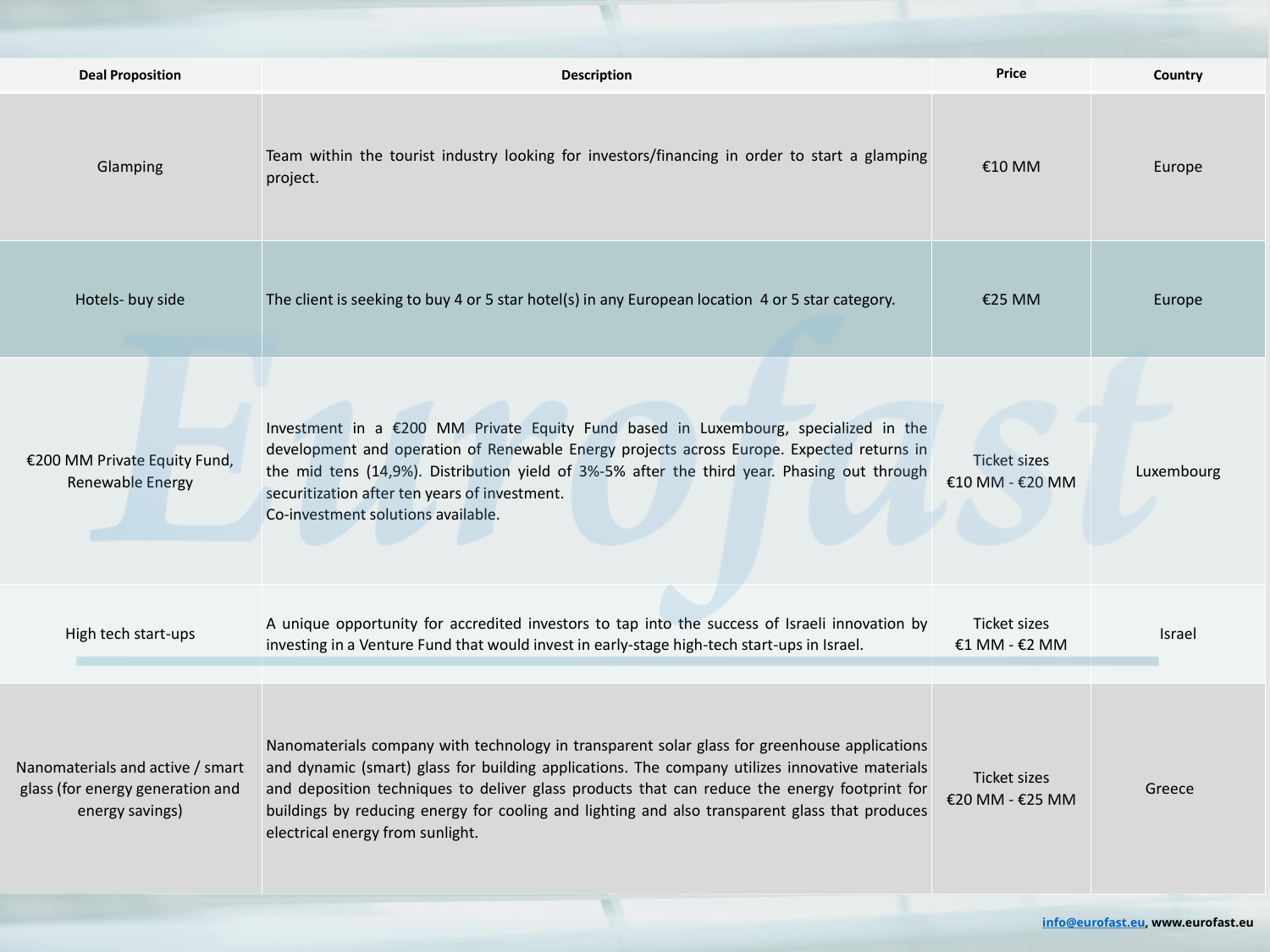| Deal Proposition | Description | Price | Country |
|---|---|---|---|
| Glamping | Team within the tourist industry looking for investors/financing in order to start a glamping project. | €10 MM | Europe |
| Hotels- buy side | The client is seeking to buy 4 or 5 star hotel(s) in any European location 4 or 5 star category. | €25 MM | Europe |
| €200 MM Private Equity Fund, Renewable Energy | Investment in a €200 MM Private Equity Fund based in Luxembourg, specialized in the development and operation of Renewable Energy projects across Europe. Expected returns in the mid tens (14,9%). Distribution yield of 3%-5% after the third year. Phasing out through securitization after ten years of investment.<br>Co-investment solutions available. | Ticket sizes €10 MM - €20 MM | Luxembourg |
| High tech start-ups | A unique opportunity for accredited investors to tap into the success of Israeli innovation by investing in a Venture Fund that would invest in early-stage high-tech start-ups in Israel. | Ticket sizes €1 MM - €2 MM | Israel |
| Nanomaterials and active / smart glass (for energy generation and energy savings) | Nanomaterials company with technology in transparent solar glass for greenhouse applications and dynamic (smart) glass for building applications. The company utilizes innovative materials and deposition techniques to deliver glass products that can reduce the energy footprint for buildings by reducing energy for cooling and lighting and also transparent glass that produces electrical energy from sunlight. | Ticket sizes €20 MM - €25 MM | Greece |

**info@eurofast.eu, www.eurofast.eu**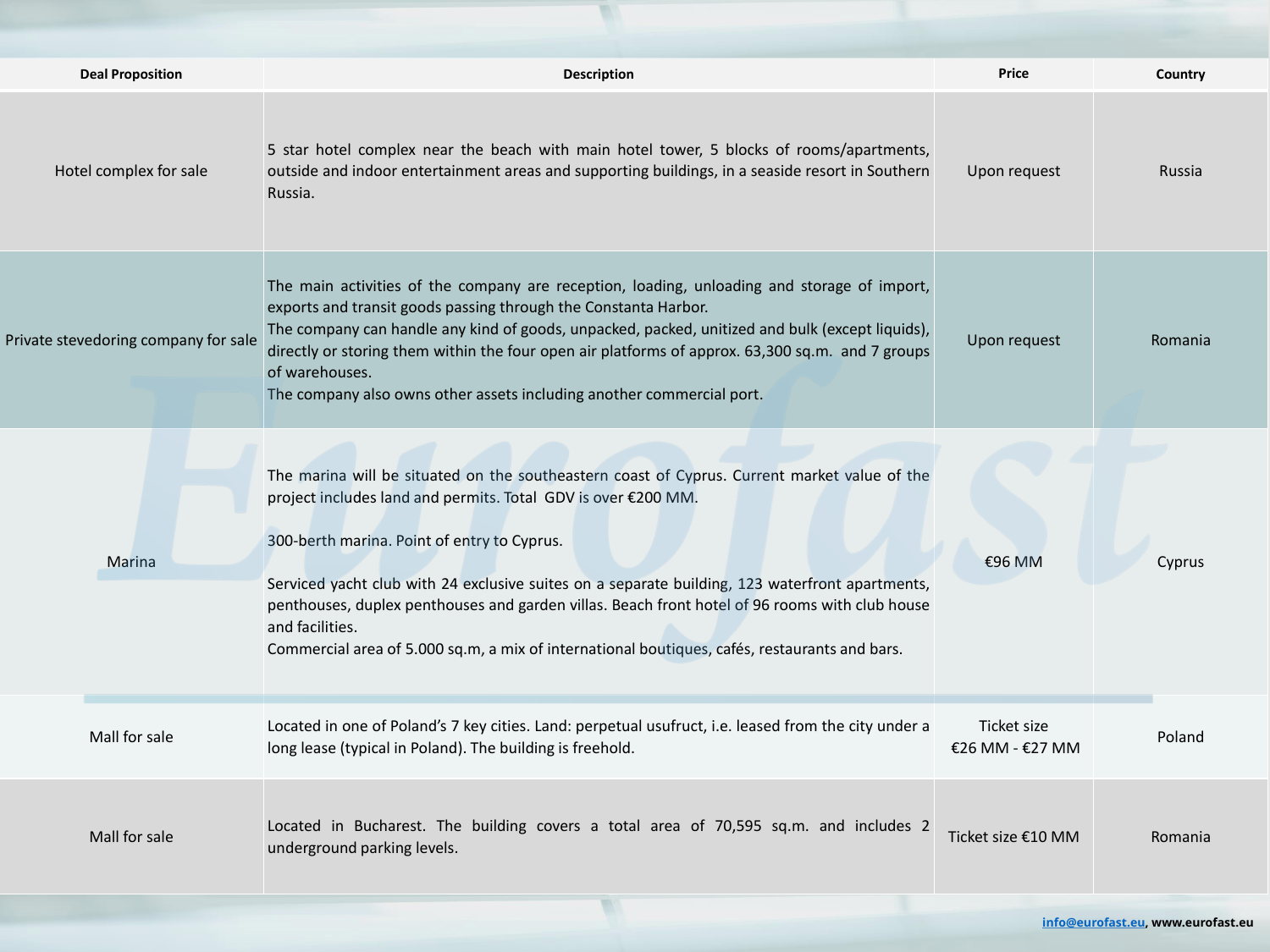| Deal Proposition | Description | Price | Country |
|---|---|---|---|
| Hotel complex for sale | 5 star hotel complex near the beach with main hotel tower, 5 blocks of rooms/apartments, outside and indoor entertainment areas and supporting buildings, in a seaside resort in Southern Russia. | Upon request | Russia |
| Private stevedoring company for sale | The main activities of the company are reception, loading, unloading and storage of import, exports and transit goods passing through the Constanta Harbor.<br>The company can handle any kind of goods, unpacked, packed, unitized and bulk (except liquids), directly or storing them within the four open air platforms of approx. 63,300 sq.m. and 7 groups of warehouses.<br>The company also owns other assets including another commercial port. | Upon request | Romania |
| Marina | The marina will be situated on the southeastern coast of Cyprus. Current market value of the project includes land and permits. Total GDV is over €200 MM.<br><br>300-berth marina. Point of entry to Cyprus.<br><br>Serviced yacht club with 24 exclusive suites on a separate building, 123 waterfront apartments, penthouses, duplex penthouses and garden villas. Beach front hotel of 96 rooms with club house and facilities.<br>Commercial area of 5.000 sq.m, a mix of international boutiques, cafés, restaurants and bars. | €96 MM | Cyprus |
| Mall for sale | Located in one of Poland's 7 key cities. Land: perpetual usufruct, i.e. leased from the city under a long lease (typical in Poland). The building is freehold. | Ticket size €26 MM - €27 MM | Poland |
| Mall for sale | Located in Bucharest. The building covers a total area of 70,595 sq.m. and includes 2 underground parking levels. | Ticket size €10 MM | Romania |

info@eurofast.eu, www.eurofast.eu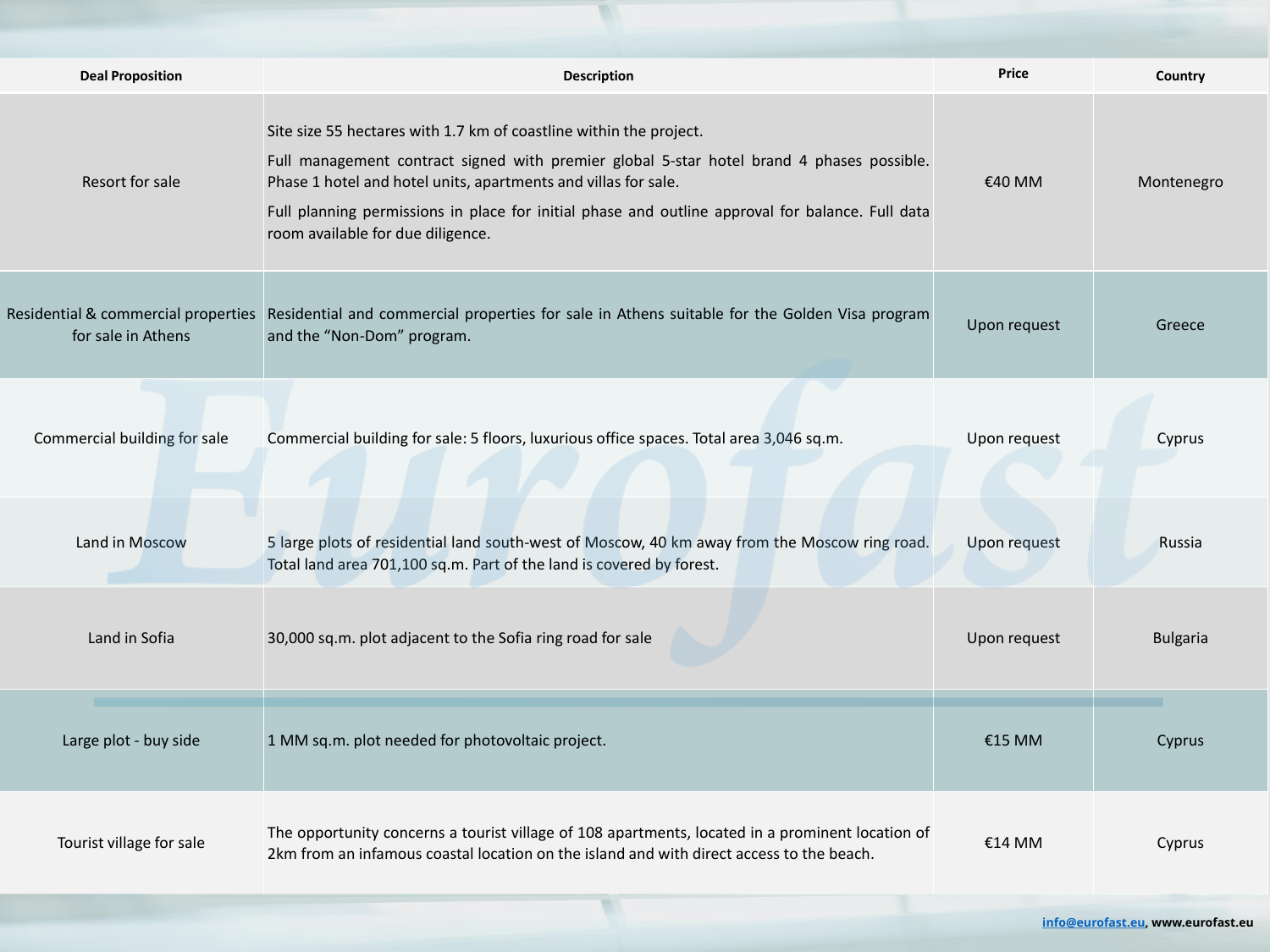| Deal Proposition | Description | Price | Country |
|---|---|---|---|
| Resort for sale | Site size 55 hectares with 1.7 km of coastline within the project.<br>Full management contract signed with premier global 5-star hotel brand 4 phases possible. Phase 1 hotel and hotel units, apartments and villas for sale.<br>Full planning permissions in place for initial phase and outline approval for balance. Full data room available for due diligence. | €40 MM | Montenegro |
| Residential & commercial properties for sale in Athens | Residential and commercial properties for sale in Athens suitable for the Golden Visa program and the "Non-Dom" program. | Upon request | Greece |
| Commercial building for sale | Commercial building for sale: 5 floors, luxurious office spaces. Total area 3,046 sq.m. | Upon request | Cyprus |
| Land in Moscow | 5 large plots of residential land south-west of Moscow, 40 km away from the Moscow ring road. Total land area 701,100 sq.m. Part of the land is covered by forest. | Upon request | Russia |
| Land in Sofia | 30,000 sq.m. plot adjacent to the Sofia ring road for sale | Upon request | Bulgaria |
| Large plot - buy side | 1 MM sq.m. plot needed for photovoltaic project. | €15 MM | Cyprus |
| Tourist village for sale | The opportunity concerns a tourist village of 108 apartments, located in a prominent location of 2km from an infamous coastal location on the island and with direct access to the beach. | €14 MM | Cyprus |

info@eurofast.eu, www.eurofast.eu